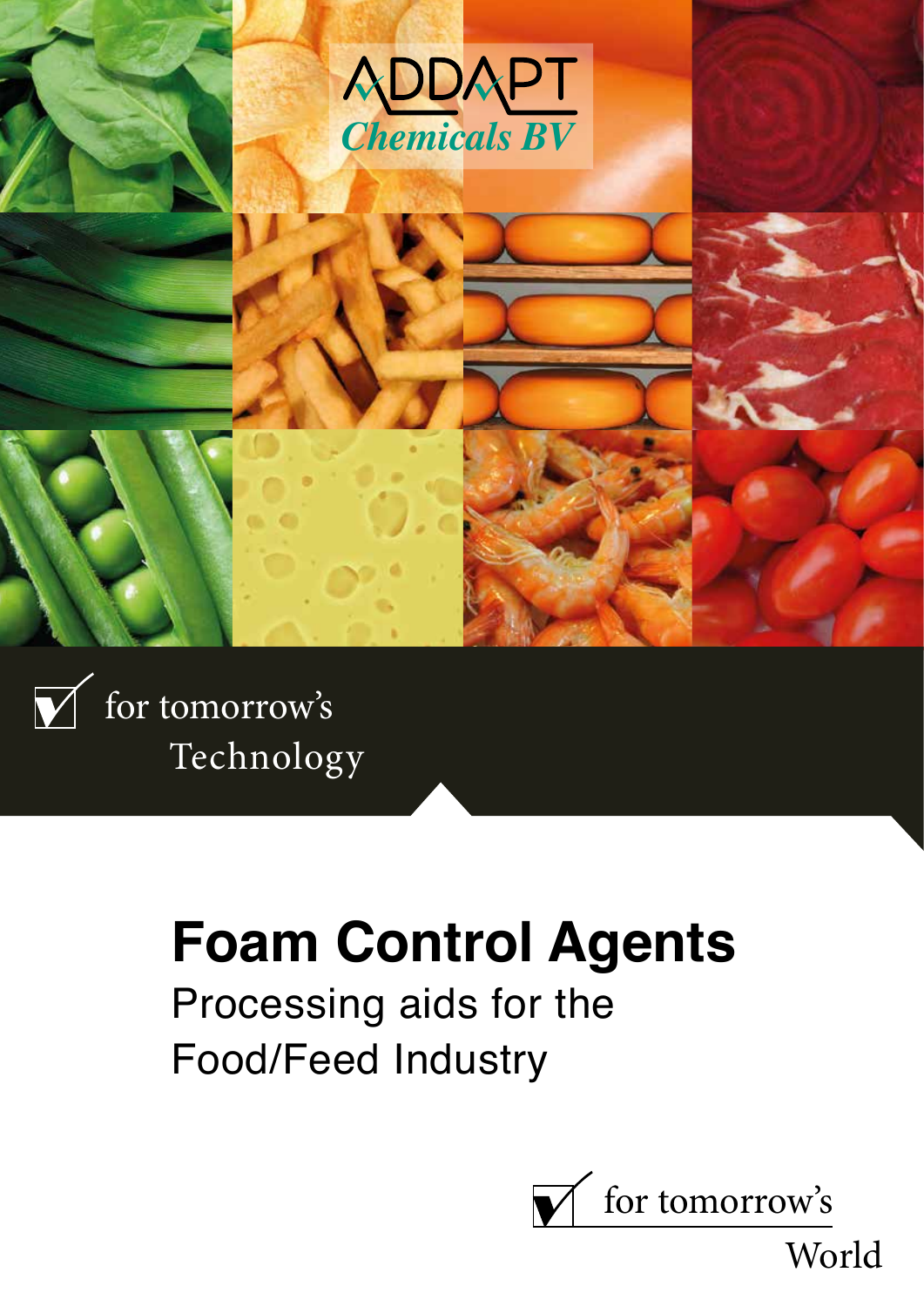ADDAPT Chemicals BV

for tomorrow's Technology

# Foam Control Agents

Processing aids for the Food/Feed Industry

for tomorrow's World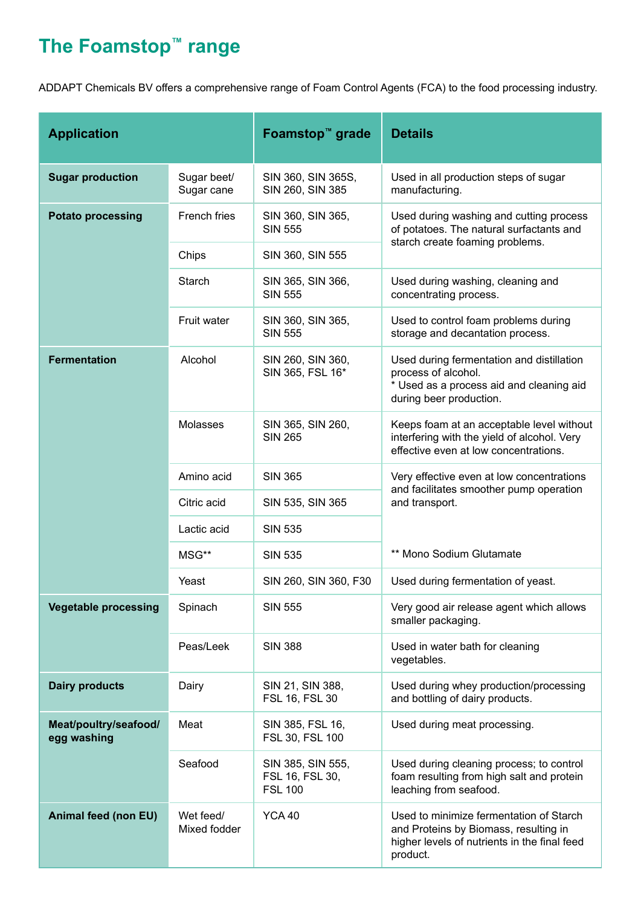# The Foamstop™ range

ADDAPT Chemicals BV offers a comprehensive range of Foam Control Agents (FCA) to the food processing industry.

| Application | | Foamstop™ grade | Details |
|---|---|---|---|
| **Sugar production** | Sugar beet/ Sugar cane | SIN 360, SIN 365S, SIN 260, SIN 385 | Used in all production steps of sugar manufacturing. |
| **Potato processing** | French fries | SIN 360, SIN 365, SIN 555 | Used during washing and cutting process of potatoes. The natural surfactants and starch create foaming problems. |
| | Chips | SIN 360, SIN 555 | |
| | Starch | SIN 365, SIN 366, SIN 555 | Used during washing, cleaning and concentrating process. |
| | Fruit water | SIN 360, SIN 365, SIN 555 | Used to control foam problems during storage and decantation process. |
| **Fermentation** | Alcohol | SIN 260, SIN 360, SIN 365, FSL 16* | Used during fermentation and distillation process of alcohol. * Used as a process aid and cleaning aid during beer production. |
| | Molasses | SIN 365, SIN 260, SIN 265 | Keeps foam at an acceptable level without interfering with the yield of alcohol. Very effective even at low concentrations. |
| | Amino acid | SIN 365 | Very effective even at low concentrations and facilitates smoother pump operation and transport. |
| | Citric acid | SIN 535, SIN 365 | |
| | Lactic acid | SIN 535 | |
| | MSG** | SIN 535 | ** Mono Sodium Glutamate |
| | Yeast | SIN 260, SIN 360, F30 | Used during fermentation of yeast. |
| **Vegetable processing** | Spinach | SIN 555 | Very good air release agent which allows smaller packaging. |
| | Peas/Leek | SIN 388 | Used in water bath for cleaning vegetables. |
| **Dairy products** | Dairy | SIN 21, SIN 388, FSL 16, FSL 30 | Used during whey production/processing and bottling of dairy products. |
| **Meat/poultry/seafood/ egg washing** | Meat | SIN 385, FSL 16, FSL 30, FSL 100 | Used during meat processing. |
| | Seafood | SIN 385, SIN 555, FSL 16, FSL 30, FSL 100 | Used during cleaning process; to control foam resulting from high salt and protein leaching from seafood. |
| **Animal feed (non EU)** | Wet feed/ Mixed fodder | YCA 40 | Used to minimize fermentation of Starch and Proteins by Biomass, resulting in higher levels of nutrients in the final feed product. |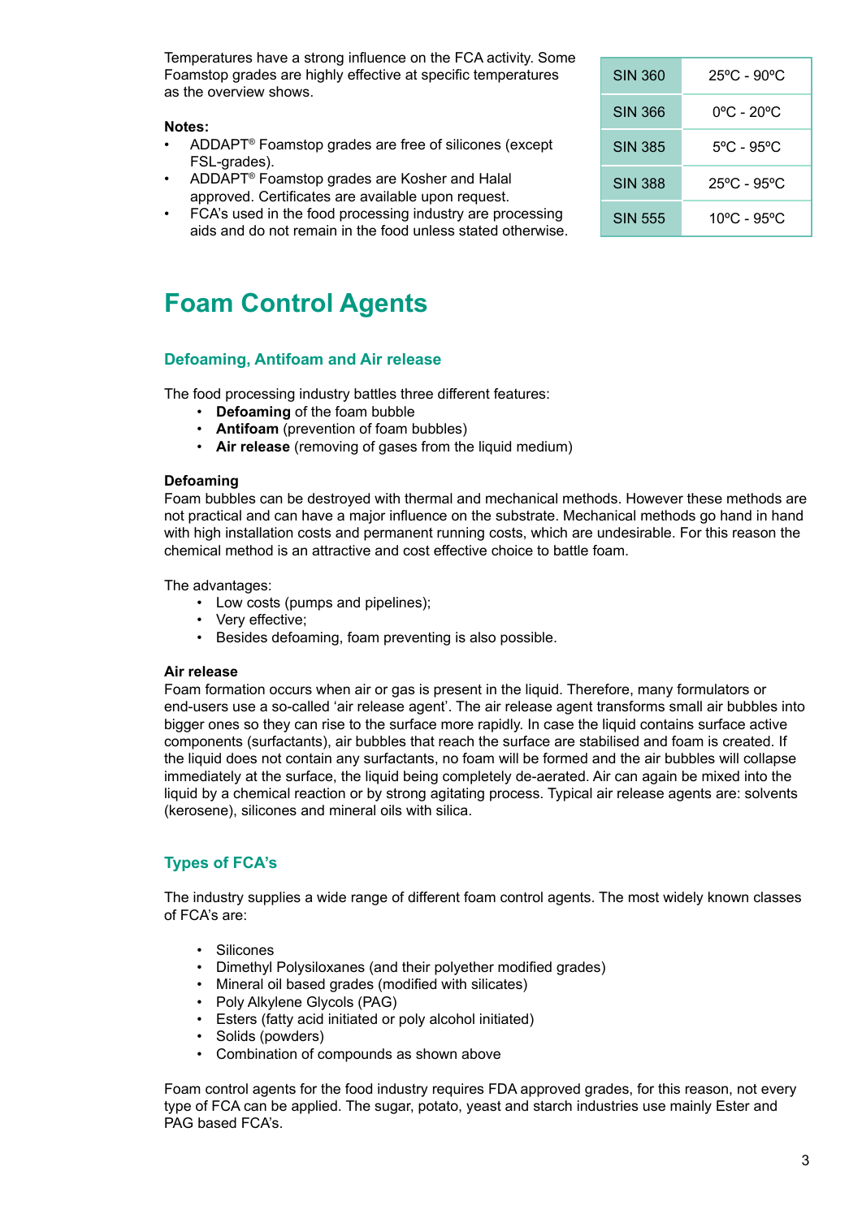Temperatures have a strong influence on the FCA activity. Some Foamstop grades are highly effective at specific temperatures as the overview shows.

| | |
|---|---|
| SIN 360 | 25ºC - 90ºC |
| SIN 366 | 0ºC - 20ºC |
| SIN 385 | 5ºC - 95ºC |
| SIN 388 | 25ºC - 95ºC |
| SIN 555 | 10ºC - 95ºC |

**Notes:**

- ADDAPT® Foamstop grades are free of silicones (except FSL-grades).
- ADDAPT® Foamstop grades are Kosher and Halal approved. Certificates are available upon request.
- FCA's used in the food processing industry are processing aids and do not remain in the food unless stated otherwise.

# Foam Control Agents

## Defoaming, Antifoam and Air release

The food processing industry battles three different features:

- **Defoaming** of the foam bubble
- **Antifoam** (prevention of foam bubbles)
- **Air release** (removing of gases from the liquid medium)

**Defoaming**

Foam bubbles can be destroyed with thermal and mechanical methods. However these methods are not practical and can have a major influence on the substrate. Mechanical methods go hand in hand with high installation costs and permanent running costs, which are undesirable. For this reason the chemical method is an attractive and cost effective choice to battle foam.

The advantages:

- Low costs (pumps and pipelines);
- Very effective;
- Besides defoaming, foam preventing is also possible.

**Air release**

Foam formation occurs when air or gas is present in the liquid. Therefore, many formulators or end-users use a so-called 'air release agent'. The air release agent transforms small air bubbles into bigger ones so they can rise to the surface more rapidly. In case the liquid contains surface active components (surfactants), air bubbles that reach the surface are stabilised and foam is created. If the liquid does not contain any surfactants, no foam will be formed and the air bubbles will collapse immediately at the surface, the liquid being completely de-aerated. Air can again be mixed into the liquid by a chemical reaction or by strong agitating process. Typical air release agents are: solvents (kerosene), silicones and mineral oils with silica.

## Types of FCA's

The industry supplies a wide range of different foam control agents. The most widely known classes of FCA's are:

- Silicones
- Dimethyl Polysiloxanes (and their polyether modified grades)
- Mineral oil based grades (modified with silicates)
- Poly Alkylene Glycols (PAG)
- Esters (fatty acid initiated or poly alcohol initiated)
- Solids (powders)
- Combination of compounds as shown above

Foam control agents for the food industry requires FDA approved grades, for this reason, not every type of FCA can be applied. The sugar, potato, yeast and starch industries use mainly Ester and PAG based FCA's.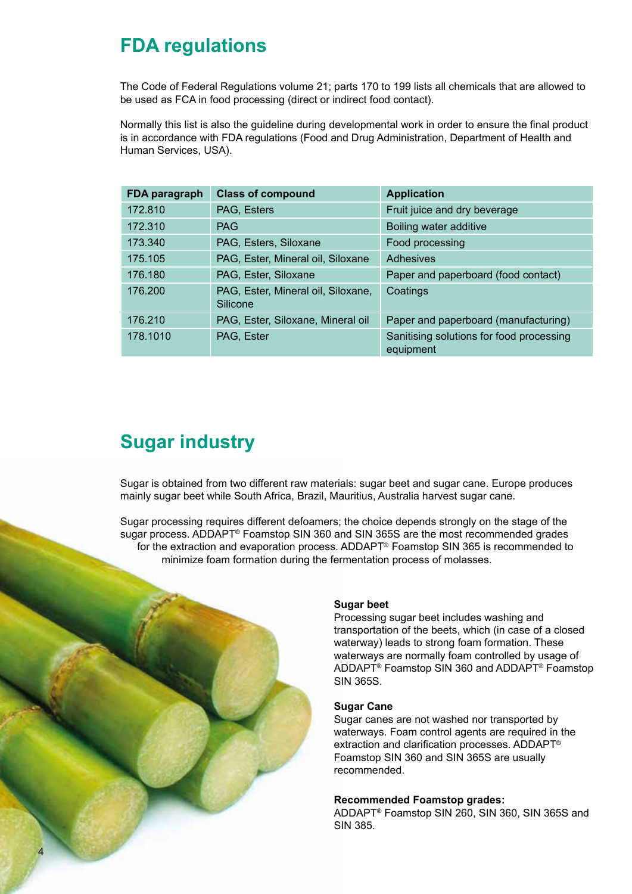## FDA regulations

The Code of Federal Regulations volume 21; parts 170 to 199 lists all chemicals that are allowed to be used as FCA in food processing (direct or indirect food contact).

Normally this list is also the guideline during developmental work in order to ensure the final product is in accordance with FDA regulations (Food and Drug Administration, Department of Health and Human Services, USA).

| FDA paragraph | Class of compound | Application |
|---|---|---|
| 172.810 | PAG, Esters | Fruit juice and dry beverage |
| 172.310 | PAG | Boiling water additive |
| 173.340 | PAG, Esters, Siloxane | Food processing |
| 175.105 | PAG, Ester, Mineral oil, Siloxane | Adhesives |
| 176.180 | PAG, Ester, Siloxane | Paper and paperboard (food contact) |
| 176.200 | PAG, Ester, Mineral oil, Siloxane, Silicone | Coatings |
| 176.210 | PAG, Ester, Siloxane, Mineral oil | Paper and paperboard (manufacturing) |
| 178.1010 | PAG, Ester | Sanitising solutions for food processing equipment |

## Sugar industry

Sugar is obtained from two different raw materials: sugar beet and sugar cane. Europe produces mainly sugar beet while South Africa, Brazil, Mauritius, Australia harvest sugar cane.

Sugar processing requires different defoamers; the choice depends strongly on the stage of the sugar process. ADDAPT® Foamstop SIN 360 and SIN 365S are the most recommended grades for the extraction and evaporation process. ADDAPT® Foamstop SIN 365 is recommended to minimize foam formation during the fermentation process of molasses.

**Sugar beet**
Processing sugar beet includes washing and transportation of the beets, which (in case of a closed waterway) leads to strong foam formation. These waterways are normally foam controlled by usage of ADDAPT® Foamstop SIN 360 and ADDAPT® Foamstop SIN 365S.

**Sugar Cane**
Sugar canes are not washed nor transported by waterways. Foam control agents are required in the extraction and clarification processes. ADDAPT® Foamstop SIN 360 and SIN 365S are usually recommended.

**Recommended Foamstop grades:**
ADDAPT® Foamstop SIN 260, SIN 360, SIN 365S and SIN 385.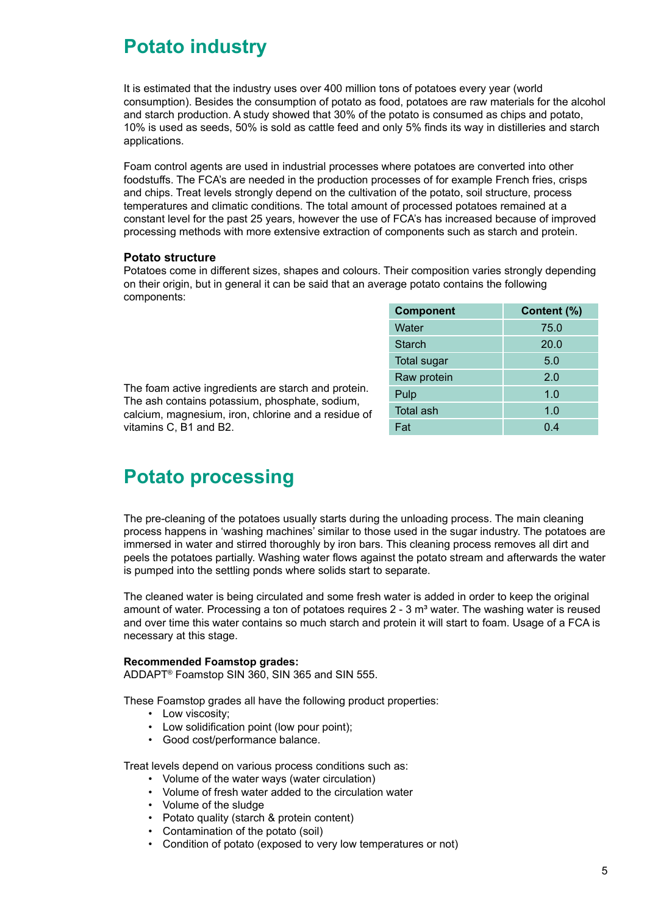# Potato industry

It is estimated that the industry uses over 400 million tons of potatoes every year (world consumption). Besides the consumption of potato as food, potatoes are raw materials for the alcohol and starch production. A study showed that 30% of the potato is consumed as chips and potato, 10% is used as seeds, 50% is sold as cattle feed and only 5% finds its way in distilleries and starch applications.

Foam control agents are used in industrial processes where potatoes are converted into other foodstuffs. The FCA's are needed in the production processes of for example French fries, crisps and chips. Treat levels strongly depend on the cultivation of the potato, soil structure, process temperatures and climatic conditions. The total amount of processed potatoes remained at a constant level for the past 25 years, however the use of FCA's has increased because of improved processing methods with more extensive extraction of components such as starch and protein.

### Potato structure

Potatoes come in different sizes, shapes and colours. Their composition varies strongly depending on their origin, but in general it can be said that an average potato contains the following components:

| Component | Content (%) |
|---|---|
| Water | 75.0 |
| Starch | 20.0 |
| Total sugar | 5.0 |
| Raw protein | 2.0 |
| Pulp | 1.0 |
| Total ash | 1.0 |
| Fat | 0.4 |

The foam active ingredients are starch and protein. The ash contains potassium, phosphate, sodium, calcium, magnesium, iron, chlorine and a residue of vitamins C, B1 and B2.

# Potato processing

The pre-cleaning of the potatoes usually starts during the unloading process. The main cleaning process happens in 'washing machines' similar to those used in the sugar industry. The potatoes are immersed in water and stirred thoroughly by iron bars. This cleaning process removes all dirt and peels the potatoes partially. Washing water flows against the potato stream and afterwards the water is pumped into the settling ponds where solids start to separate.

The cleaned water is being circulated and some fresh water is added in order to keep the original amount of water. Processing a ton of potatoes requires 2 - 3 $m^3$ water. The washing water is reused and over time this water contains so much starch and protein it will start to foam. Usage of a FCA is necessary at this stage.

**Recommended Foamstop grades:**
ADDAPT® Foamstop SIN 360, SIN 365 and SIN 555.

These Foamstop grades all have the following product properties:

- Low viscosity;
- Low solidification point (low pour point);
- Good cost/performance balance.

Treat levels depend on various process conditions such as:

- Volume of the water ways (water circulation)
- Volume of fresh water added to the circulation water
- Volume of the sludge
- Potato quality (starch & protein content)
- Contamination of the potato (soil)
- Condition of potato (exposed to very low temperatures or not)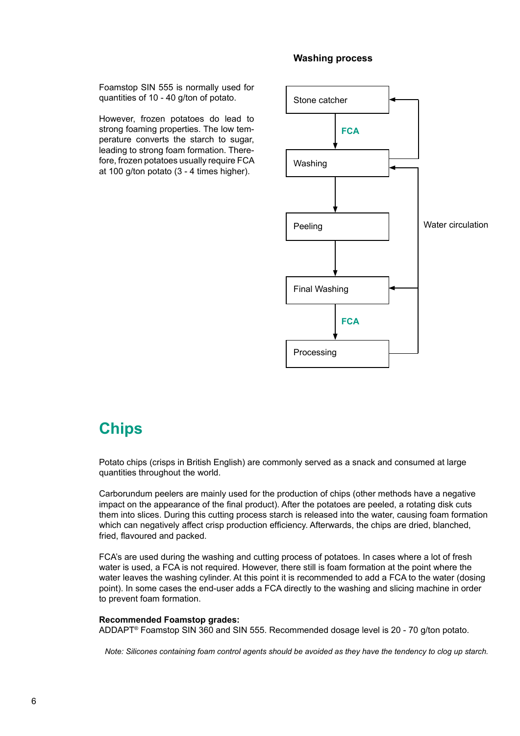Foamstop SIN 555 is normally used for quantities of 10 - 40 g/ton of potato.

However, frozen potatoes do lead to strong foaming properties. The low temperature converts the starch to sugar, leading to strong foam formation. Therefore, frozen potatoes usually require FCA at 100 g/ton potato (3 - 4 times higher).

**Washing process**

Stone catcher → FCA → Washing → Peeling → Final Washing → FCA → Processing

Water circulation

# Chips

Potato chips (crisps in British English) are commonly served as a snack and consumed at large quantities throughout the world.

Carborundum peelers are mainly used for the production of chips (other methods have a negative impact on the appearance of the final product). After the potatoes are peeled, a rotating disk cuts them into slices. During this cutting process starch is released into the water, causing foam formation which can negatively affect crisp production efficiency. Afterwards, the chips are dried, blanched, fried, flavoured and packed.

FCA's are used during the washing and cutting process of potatoes. In cases where a lot of fresh water is used, a FCA is not required. However, there still is foam formation at the point where the water leaves the washing cylinder. At this point it is recommended to add a FCA to the water (dosing point). In some cases the end-user adds a FCA directly to the washing and slicing machine in order to prevent foam formation.

**Recommended Foamstop grades:**
ADDAPT® Foamstop SIN 360 and SIN 555. Recommended dosage level is 20 - 70 g/ton potato.

*Note: Silicones containing foam control agents should be avoided as they have the tendency to clog up starch.*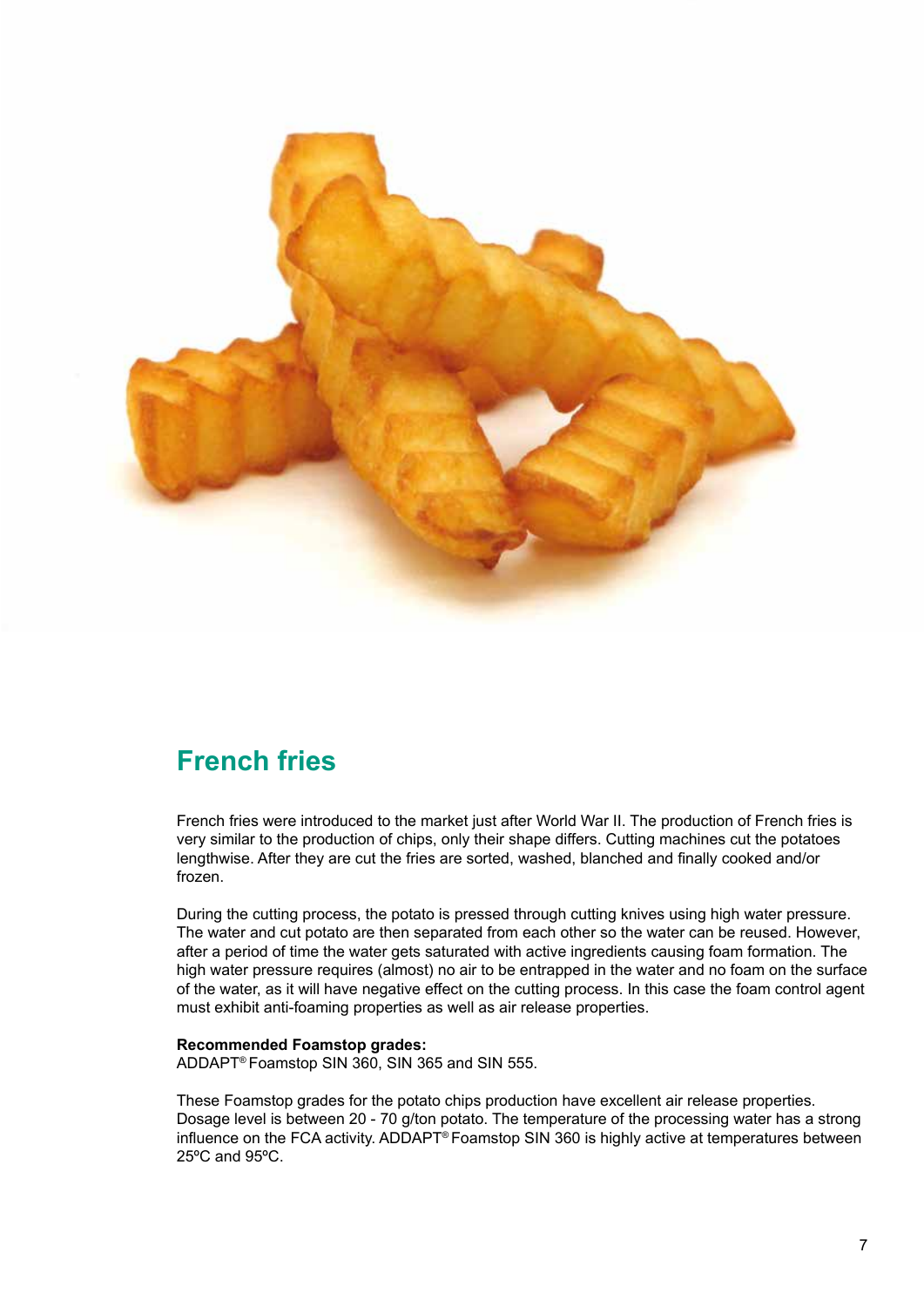## French fries

French fries were introduced to the market just after World War II. The production of French fries is very similar to the production of chips, only their shape differs. Cutting machines cut the potatoes lengthwise. After they are cut the fries are sorted, washed, blanched and finally cooked and/or frozen.

During the cutting process, the potato is pressed through cutting knives using high water pressure. The water and cut potato are then separated from each other so the water can be reused. However, after a period of time the water gets saturated with active ingredients causing foam formation. The high water pressure requires (almost) no air to be entrapped in the water and no foam on the surface of the water, as it will have negative effect on the cutting process. In this case the foam control agent must exhibit anti-foaming properties as well as air release properties.

**Recommended Foamstop grades:**
ADDAPT® Foamstop SIN 360, SIN 365 and SIN 555.

These Foamstop grades for the potato chips production have excellent air release properties. Dosage level is between 20 - 70 g/ton potato. The temperature of the processing water has a strong influence on the FCA activity. ADDAPT® Foamstop SIN 360 is highly active at temperatures between 25ºC and 95ºC.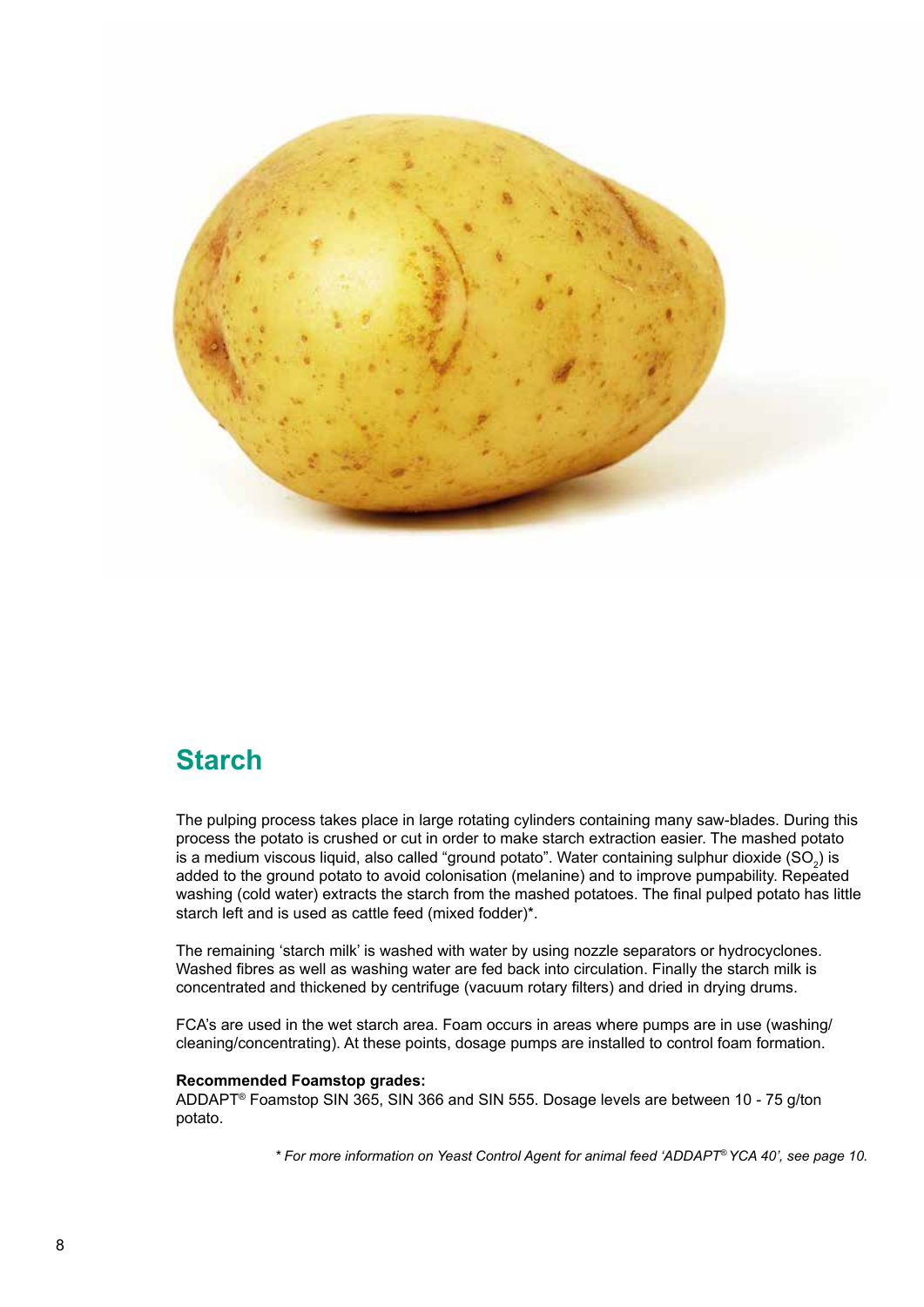## Starch

The pulping process takes place in large rotating cylinders containing many saw-blades. During this process the potato is crushed or cut in order to make starch extraction easier. The mashed potato is a medium viscous liquid, also called "ground potato". Water containing sulphur dioxide ($SO_2$) is added to the ground potato to avoid colonisation (melanine) and to improve pumpability. Repeated washing (cold water) extracts the starch from the mashed potatoes. The final pulped potato has little starch left and is used as cattle feed (mixed fodder)*.

The remaining 'starch milk' is washed with water by using nozzle separators or hydrocyclones. Washed fibres as well as washing water are fed back into circulation. Finally the starch milk is concentrated and thickened by centrifuge (vacuum rotary filters) and dried in drying drums.

FCA's are used in the wet starch area. Foam occurs in areas where pumps are in use (washing/cleaning/concentrating). At these points, dosage pumps are installed to control foam formation.

**Recommended Foamstop grades:**
ADDAPT® Foamstop SIN 365, SIN 366 and SIN 555. Dosage levels are between 10 - 75 g/ton potato.

*\* For more information on Yeast Control Agent for animal feed 'ADDAPT® YCA 40', see page 10.*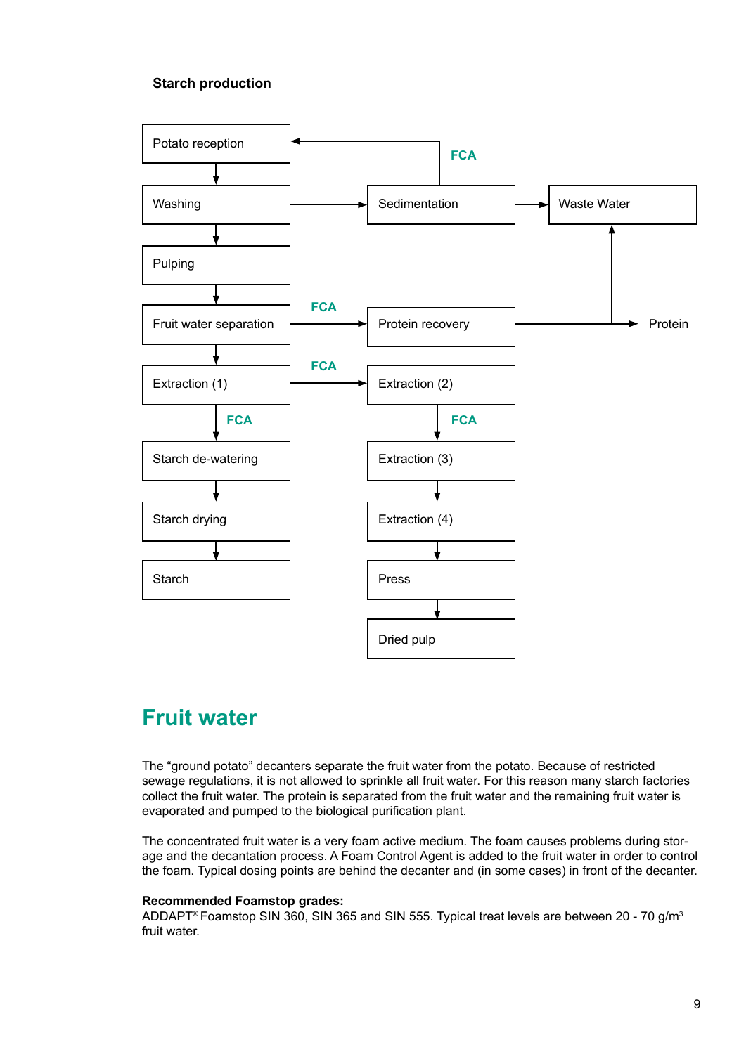**Starch production**

- Potato reception → Washing → Pulping → Fruit water separation → Extraction (1) → (FCA) → Starch de-watering → Starch drying → Starch
- Washing → Sedimentation → Waste Water
- Sedimentation → (FCA) → Potato reception
- Fruit water separation → (FCA) → Protein recovery → Protein
- Protein recovery → Waste Water
- Extraction (1) → (FCA) → Extraction (2) → (FCA) → Extraction (3) → Extraction (4) → Press → Dried pulp

# Fruit water

The "ground potato" decanters separate the fruit water from the potato. Because of restricted sewage regulations, it is not allowed to sprinkle all fruit water. For this reason many starch factories collect the fruit water. The protein is separated from the fruit water and the remaining fruit water is evaporated and pumped to the biological purification plant.

The concentrated fruit water is a very foam active medium. The foam causes problems during storage and the decantation process. A Foam Control Agent is added to the fruit water in order to control the foam. Typical dosing points are behind the decanter and (in some cases) in front of the decanter.

**Recommended Foamstop grades:**
ADDAPT® Foamstop SIN 360, SIN 365 and SIN 555. Typical treat levels are between 20 - 70 g/m³ fruit water.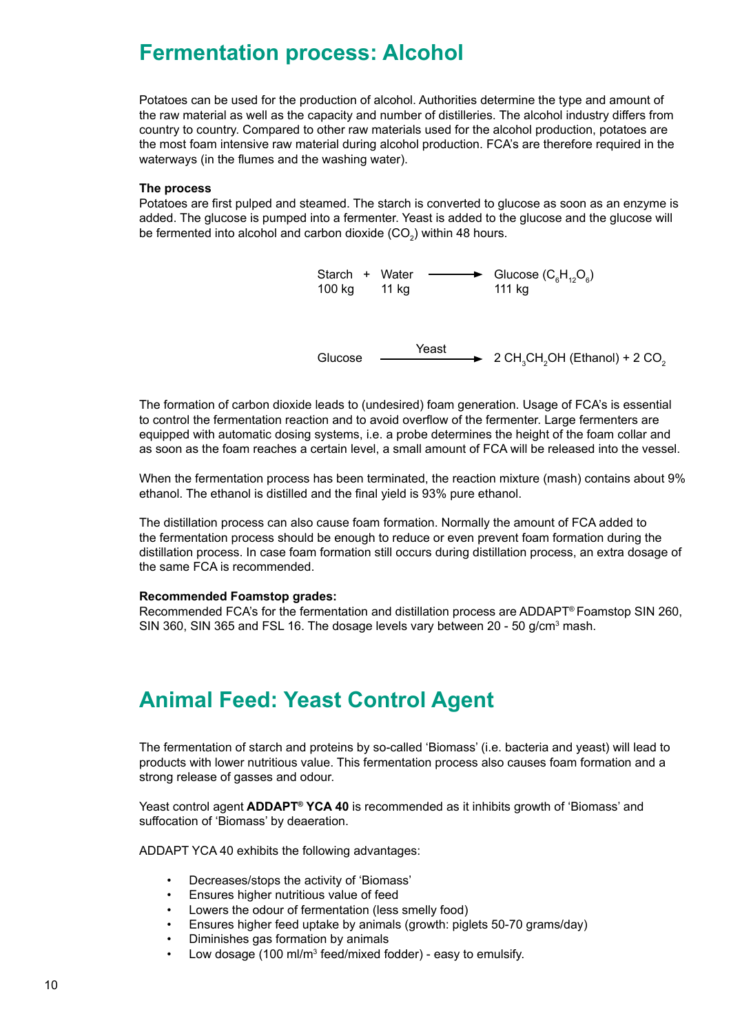# Fermentation process: Alcohol

Potatoes can be used for the production of alcohol. Authorities determine the type and amount of the raw material as well as the capacity and number of distilleries. The alcohol industry differs from country to country. Compared to other raw materials used for the alcohol production, potatoes are the most foam intensive raw material during alcohol production. FCA's are therefore required in the waterways (in the flumes and the washing water).

**The process**

Potatoes are first pulped and steamed. The starch is converted to glucose as soon as an enzyme is added. The glucose is pumped into a fermenter. Yeast is added to the glucose and the glucose will be fermented into alcohol and carbon dioxide ($CO_2$) within 48 hours.

$$\underset{100\ \text{kg}}{\text{Starch}} + \underset{11\ \text{kg}}{\text{Water}} \longrightarrow \underset{111\ \text{kg}}{\text{Glucose } (C_6H_{12}O_6)}$$

$$\text{Glucose} \xrightarrow{\text{Yeast}} 2\ CH_3CH_2OH\ (\text{Ethanol}) + 2\ CO_2$$

The formation of carbon dioxide leads to (undesired) foam generation. Usage of FCA's is essential to control the fermentation reaction and to avoid overflow of the fermenter. Large fermenters are equipped with automatic dosing systems, i.e. a probe determines the height of the foam collar and as soon as the foam reaches a certain level, a small amount of FCA will be released into the vessel.

When the fermentation process has been terminated, the reaction mixture (mash) contains about 9% ethanol. The ethanol is distilled and the final yield is 93% pure ethanol.

The distillation process can also cause foam formation. Normally the amount of FCA added to the fermentation process should be enough to reduce or even prevent foam formation during the distillation process. In case foam formation still occurs during distillation process, an extra dosage of the same FCA is recommended.

**Recommended Foamstop grades:**

Recommended FCA's for the fermentation and distillation process are ADDAPT® Foamstop SIN 260, SIN 360, SIN 365 and FSL 16. The dosage levels vary between 20 - 50 g/$cm^3$ mash.

# Animal Feed: Yeast Control Agent

The fermentation of starch and proteins by so-called 'Biomass' (i.e. bacteria and yeast) will lead to products with lower nutritious value. This fermentation process also causes foam formation and a strong release of gasses and odour.

Yeast control agent **ADDAPT® YCA 40** is recommended as it inhibits growth of 'Biomass' and suffocation of 'Biomass' by deaeration.

ADDAPT YCA 40 exhibits the following advantages:

- Decreases/stops the activity of 'Biomass'
- Ensures higher nutritious value of feed
- Lowers the odour of fermentation (less smelly food)
- Ensures higher feed uptake by animals (growth: piglets 50-70 grams/day)
- Diminishes gas formation by animals
- Low dosage (100 ml/$m^3$ feed/mixed fodder) - easy to emulsify.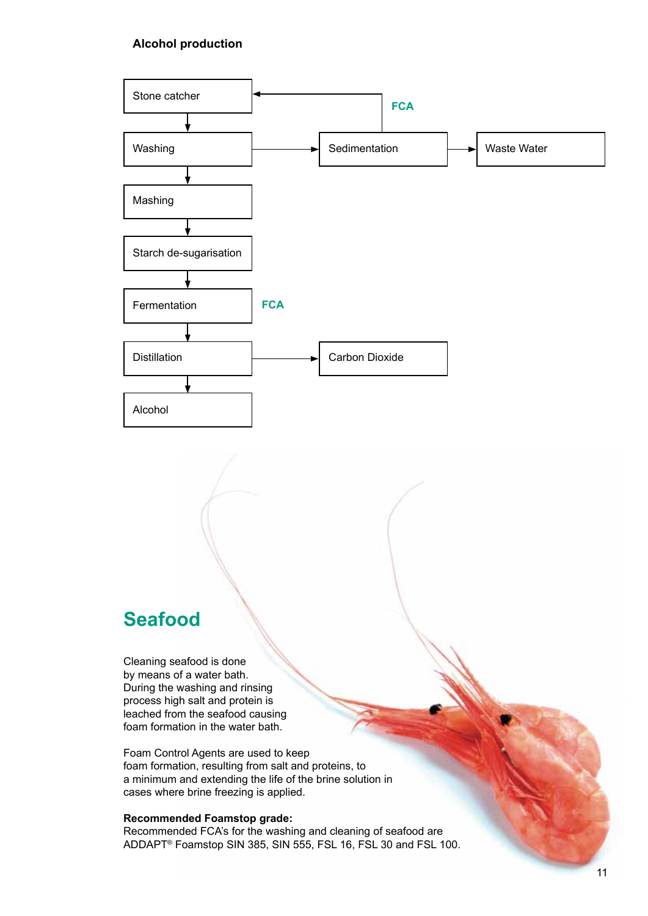## Alcohol production

Stone catcher → Washing → Mashing → Starch de-sugarisation → Fermentation (FCA) → Distillation → Alcohol

Washing → Sedimentation → Waste Water

Sedimentation → Stone catcher (FCA)

Distillation → Carbon Dioxide

# Seafood

Cleaning seafood is done by means of a water bath. During the washing and rinsing process high salt and protein is leached from the seafood causing foam formation in the water bath.

Foam Control Agents are used to keep foam formation, resulting from salt and proteins, to a minimum and extending the life of the brine solution in cases where brine freezing is applied.

**Recommended Foamstop grade:**
Recommended FCA's for the washing and cleaning of seafood are ADDAPT® Foamstop SIN 385, SIN 555, FSL 16, FSL 30 and FSL 100.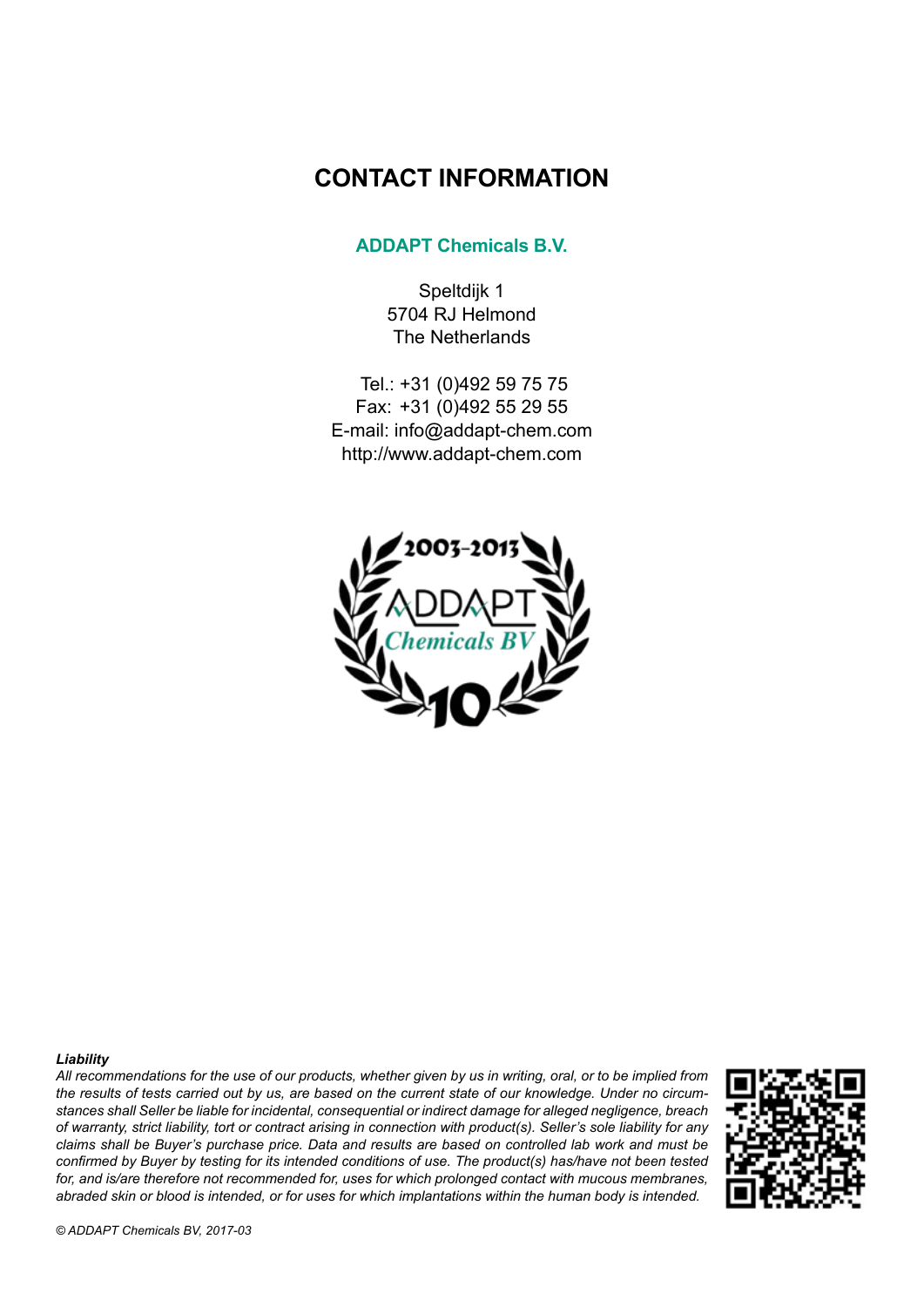# CONTACT INFORMATION

**ADDAPT Chemicals B.V.**

Speltdijk 1
5704 RJ Helmond
The Netherlands

Tel.: +31 (0)492 59 75 75
Fax: +31 (0)492 55 29 55
E-mail: info@addapt-chem.com
http://www.addapt-chem.com

***Liability***

*All recommendations for the use of our products, whether given by us in writing, oral, or to be implied from the results of tests carried out by us, are based on the current state of our knowledge. Under no circumstances shall Seller be liable for incidental, consequential or indirect damage for alleged negligence, breach of warranty, strict liability, tort or contract arising in connection with product(s). Seller's sole liability for any claims shall be Buyer's purchase price. Data and results are based on controlled lab work and must be confirmed by Buyer by testing for its intended conditions of use. The product(s) has/have not been tested for, and is/are therefore not recommended for, uses for which prolonged contact with mucous membranes, abraded skin or blood is intended, or for uses for which implantations within the human body is intended.*

*© ADDAPT Chemicals BV, 2017-03*